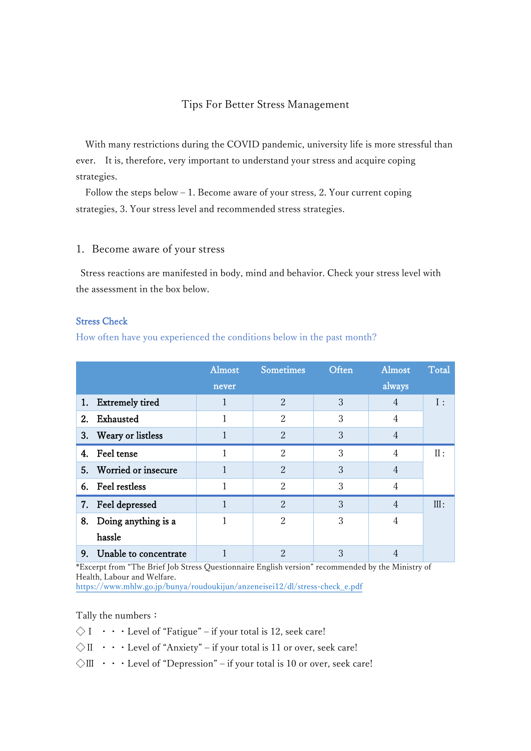# Tips For Better Stress Management

With many restrictions during the COVID pandemic, university life is more stressful than ever. It is, therefore, very important to understand your stress and acquire coping strategies.

Follow the steps below – 1. Become aware of your stress, 2. Your current coping strategies, 3. Your stress level and recommended stress strategies.

## 1. Become aware of your stress

Stress reactions are manifested in body, mind and behavior. Check your stress level with the assessment in the box below.

**Stress Check**

How often have you experienced the conditions below in the past month?

| | Almost never | Sometimes | Often | Almost always | Total |
|---|---|---|---|---|---|
| 1. Extremely tired | 1 | 2 | 3 | 4 | I : |
| 2. Exhausted | 1 | 2 | 3 | 4 | |
| 3. Weary or listless | 1 | 2 | 3 | 4 | |
| 4. Feel tense | 1 | 2 | 3 | 4 | II : |
| 5. Worried or insecure | 1 | 2 | 3 | 4 | |
| 6. Feel restless | 1 | 2 | 3 | 4 | |
| 7. Feel depressed | 1 | 2 | 3 | 4 | III : |
| 8. Doing anything is a hassle | 1 | 2 | 3 | 4 | |
| 9. Unable to concentrate | 1 | 2 | 3 | 4 | |

*Excerpt from "The Brief Job Stress Questionnaire English version" recommended by the Ministry of Health, Labour and Welfare.
https://www.mhlw.go.jp/bunya/roudoukijun/anzeneisei12/dl/stress-check_e.pdf

Tally the numbers：

◇I ・・・Level of "Fatigue" – if your total is 12, seek care!

◇II ・・・Level of "Anxiety" – if your total is 11 or over, seek care!

◇III ・・・Level of "Depression" – if your total is 10 or over, seek care!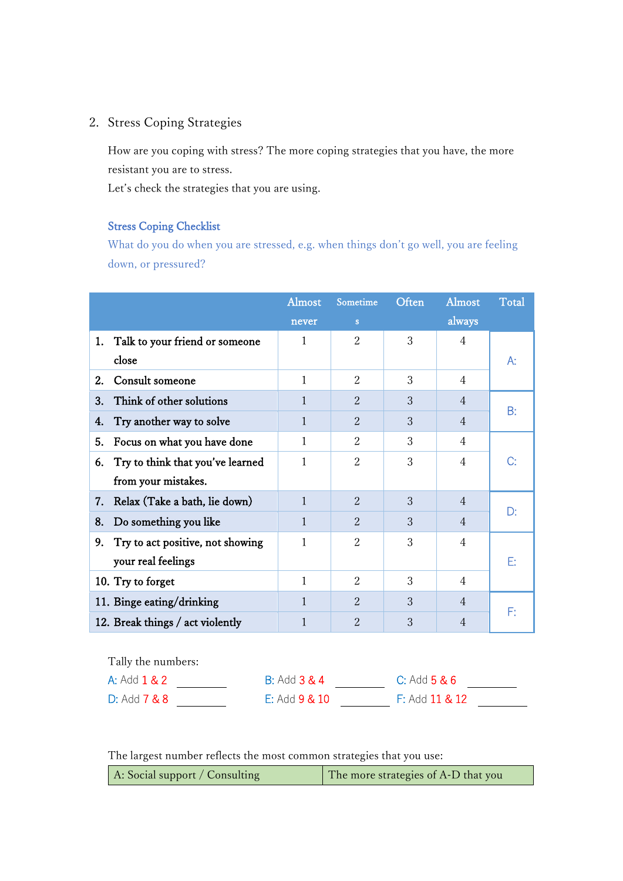## 2. Stress Coping Strategies

How are you coping with stress? The more coping strategies that you have, the more resistant you are to stress.
Let's check the strategies that you are using.

### Stress Coping Checklist

What do you do when you are stressed, e.g. when things don't go well, you are feeling down, or pressured?

| | Almost never | Sometimes | Often | Almost always | Total |
|---|---|---|---|---|---|
| 1. Talk to your friend or someone close | 1 | 2 | 3 | 4 | A: |
| 2. Consult someone | 1 | 2 | 3 | 4 | |
| 3. Think of other solutions | 1 | 2 | 3 | 4 | B: |
| 4. Try another way to solve | 1 | 2 | 3 | 4 | |
| 5. Focus on what you have done | 1 | 2 | 3 | 4 | C: |
| 6. Try to think that you've learned from your mistakes. | 1 | 2 | 3 | 4 | |
| 7. Relax (Take a bath, lie down) | 1 | 2 | 3 | 4 | D: |
| 8. Do something you like | 1 | 2 | 3 | 4 | |
| 9. Try to act positive, not showing your real feelings | 1 | 2 | 3 | 4 | E: |
| 10. Try to forget | 1 | 2 | 3 | 4 | |
| 11. Binge eating/drinking | 1 | 2 | 3 | 4 | F: |
| 12. Break things / act violently | 1 | 2 | 3 | 4 | |

Tally the numbers:

A: Add 1 & 2 ________ B: Add 3 & 4 ________ C: Add 5 & 6 ________

D: Add 7 & 8 ________ E: Add 9 & 10 ________ F: Add 11 & 12 ________

The largest number reflects the most common strategies that you use:

| A: Social support / Consulting | The more strategies of A-D that you |
|---|---|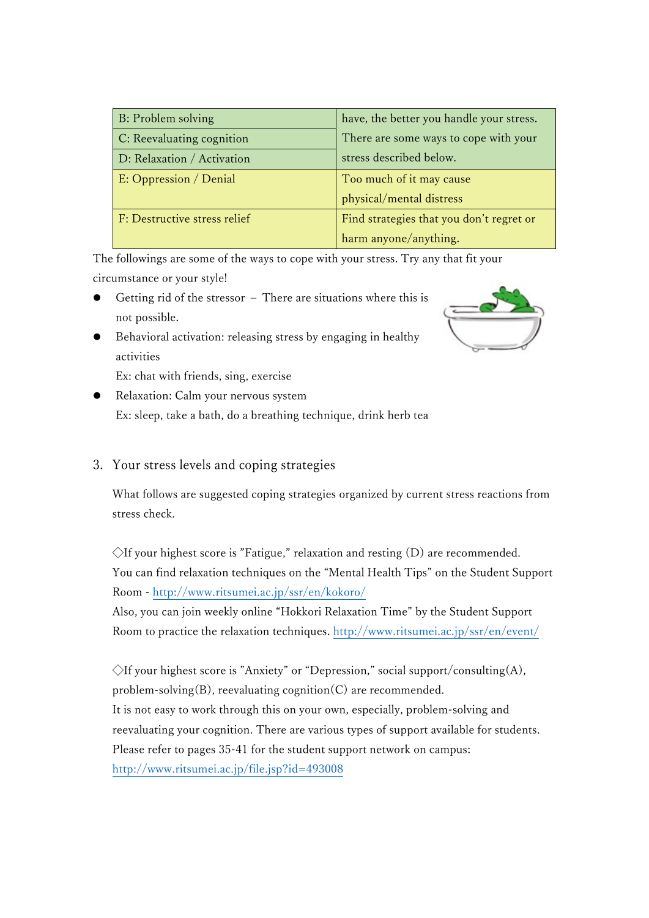| | |
|---|---|
| B: Problem solving | have, the better you handle your stress. There are some ways to cope with your stress described below. |
| C: Reevaluating cognition | |
| D: Relaxation / Activation | |
| E: Oppression / Denial | Too much of it may cause physical/mental distress |
| F: Destructive stress relief | Find strategies that you don't regret or harm anyone/anything. |

The followings are some of the ways to cope with your stress. Try any that fit your circumstance or your style!

- Getting rid of the stressor – There are situations where this is not possible.
- Behavioral activation: releasing stress by engaging in healthy activities
  Ex: chat with friends, sing, exercise
- Relaxation: Calm your nervous system
  Ex: sleep, take a bath, do a breathing technique, drink herb tea

## 3. Your stress levels and coping strategies

What follows are suggested coping strategies organized by current stress reactions from stress check.

◇If your highest score is "Fatigue," relaxation and resting (D) are recommended.
You can find relaxation techniques on the "Mental Health Tips" on the Student Support Room - http://www.ritsumei.ac.jp/ssr/en/kokoro/
Also, you can join weekly online "Hokkori Relaxation Time" by the Student Support Room to practice the relaxation techniques. http://www.ritsumei.ac.jp/ssr/en/event/

◇If your highest score is "Anxiety" or "Depression," social support/consulting(A), problem-solving(B), reevaluating cognition(C) are recommended.
It is not easy to work through this on your own, especially, problem-solving and reevaluating your cognition. There are various types of support available for students.
Please refer to pages 35-41 for the student support network on campus:
http://www.ritsumei.ac.jp/file.jsp?id=493008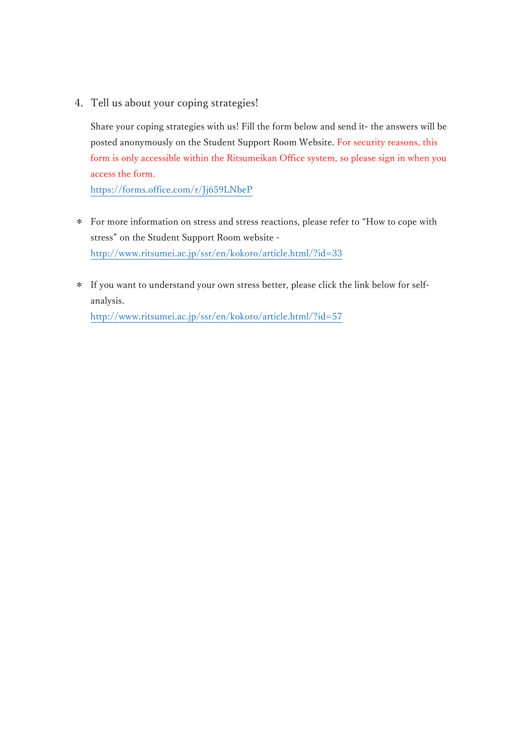4. Tell us about your coping strategies!

   Share your coping strategies with us! Fill the form below and send it- the answers will be posted anonymously on the Student Support Room Website. For security reasons, this form is only accessible within the Ritsumeikan Office system, so please sign in when you access the form.
   https://forms.office.com/r/Jj659LNbeP

＊ For more information on stress and stress reactions, please refer to "How to cope with stress" on the Student Support Room website -
http://www.ritsumei.ac.jp/ssr/en/kokoro/article.html/?id=33

＊ If you want to understand your own stress better, please click the link below for self-analysis.
http://www.ritsumei.ac.jp/ssr/en/kokoro/article.html/?id=57